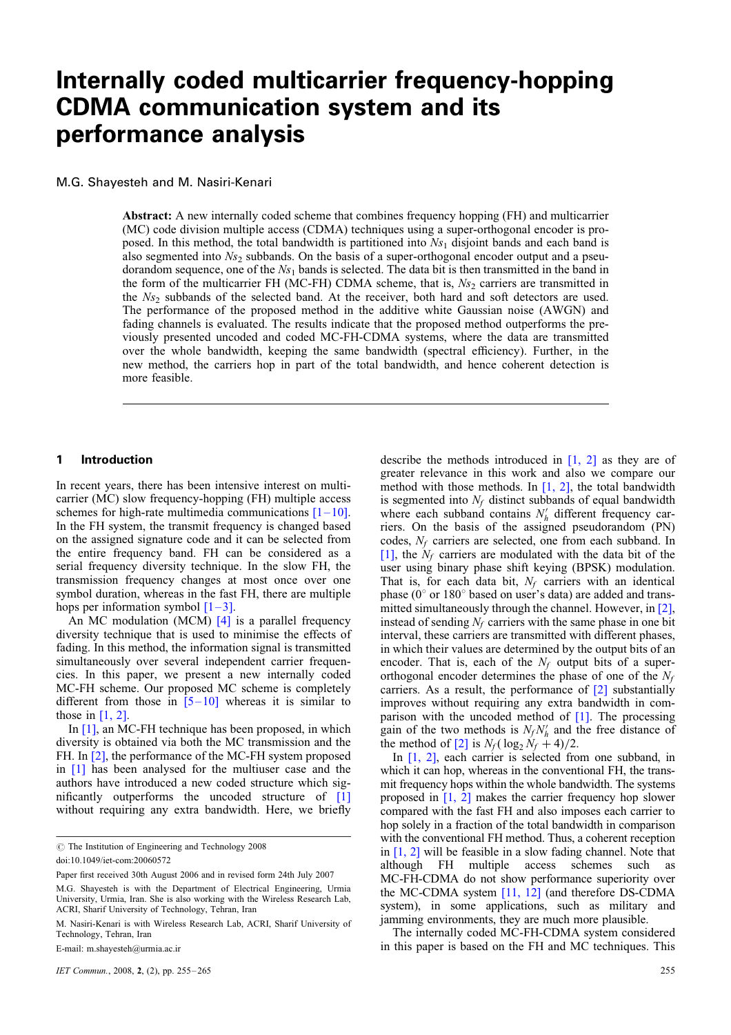# Internally coded multicarrier frequency-hopping CDMA communication system and its performance analysis

M.G. Shayesteh and M. Nasiri-Kenari

**Abstract:** A new internally coded scheme that combines frequency hopping (FH) and multicarrier (MC) code division multiple access (CDMA) techniques using a super-orthogonal encoder is proposed. In this method, the total bandwidth is partitioned into $Ns_1$ disjoint bands and each band is also segmented into $Ns_2$ subbands. On the basis of a super-orthogonal encoder output and a pseudorandom sequence, one of the $Ns_1$ bands is selected. The data bit is then transmitted in the band in the form of the multicarrier FH (MC-FH) CDMA scheme, that is, $Ns_2$ carriers are transmitted in the $Ns_2$ subbands of the selected band. At the receiver, both hard and soft detectors are used. The performance of the proposed method in the additive white Gaussian noise (AWGN) and fading channels is evaluated. The results indicate that the proposed method outperforms the previously presented uncoded and coded MC-FH-CDMA systems, where the data are transmitted over the whole bandwidth, keeping the same bandwidth (spectral efficiency). Further, in the new method, the carriers hop in part of the total bandwidth, and hence coherent detection is more feasible.

## 1 Introduction

In recent years, there has been intensive interest on multicarrier (MC) slow frequency-hopping (FH) multiple access schemes for high-rate multimedia communications [1–10]. In the FH system, the transmit frequency is changed based on the assigned signature code and it can be selected from the entire frequency band. FH can be considered as a serial frequency diversity technique. In the slow FH, the transmission frequency changes at most once over one symbol duration, whereas in the fast FH, there are multiple hops per information symbol [1–3].

An MC modulation (MCM) [4] is a parallel frequency diversity technique that is used to minimise the effects of fading. In this method, the information signal is transmitted simultaneously over several independent carrier frequencies. In this paper, we present a new internally coded MC-FH scheme. Our proposed MC scheme is completely different from those in [5–10] whereas it is similar to those in [1, 2].

In [1], an MC-FH technique has been proposed, in which diversity is obtained via both the MC transmission and the FH. In [2], the performance of the MC-FH system proposed in [1] has been analysed for the multiuser case and the authors have introduced a new coded structure which significantly outperforms the uncoded structure of [1] without requiring any extra bandwidth. Here, we briefly describe the methods introduced in [1, 2] as they are of greater relevance in this work and also we compare our method with those methods. In [1, 2], the total bandwidth is segmented into $N_f$ distinct subbands of equal bandwidth where each subband contains $N_h'$ different frequency carriers. On the basis of the assigned pseudorandom (PN) codes, $N_f$ carriers are selected, one from each subband. In [1], the $N_f$ carriers are modulated with the data bit of the user using binary phase shift keying (BPSK) modulation. That is, for each data bit, $N_f$ carriers with an identical phase (0° or 180° based on user's data) are added and transmitted simultaneously through the channel. However, in [2], instead of sending $N_f$ carriers with the same phase in one bit interval, these carriers are transmitted with different phases, in which their values are determined by the output bits of an encoder. That is, each of the $N_f$ output bits of a super-orthogonal encoder determines the phase of one of the $N_f$ carriers. As a result, the performance of [2] substantially improves without requiring any extra bandwidth in comparison with the uncoded method of [1]. The processing gain of the two methods is $N_f N_h'$ and the free distance of the method of [2] is $N_f(\log_2 N_f + 4)/2$.

In [1, 2], each carrier is selected from one subband, in which it can hop, whereas in the conventional FH, the transmit frequency hops within the whole bandwidth. The systems proposed in [1, 2] makes the carrier frequency hop slower compared with the fast FH and also imposes each carrier to hop solely in a fraction of the total bandwidth in comparison with the conventional FH method. Thus, a coherent reception in [1, 2] will be feasible in a slow fading channel. Note that although FH multiple access schemes such as MC-FH-CDMA do not show performance superiority over the MC-CDMA system [11, 12] (and therefore DS-CDMA system), in some applications, such as military and jamming environments, they are much more plausible.

The internally coded MC-FH-CDMA system considered in this paper is based on the FH and MC techniques. This

© The Institution of Engineering and Technology 2008

doi:10.1049/iet-com:20060572

Paper first received 30th August 2006 and in revised form 24th July 2007

M.G. Shayesteh is with the Department of Electrical Engineering, Urmia University, Urmia, Iran. She is also working with the Wireless Research Lab, ACRI, Sharif University of Technology, Tehran, Iran

M. Nasiri-Kenari is with Wireless Research Lab, ACRI, Sharif University of Technology, Tehran, Iran

E-mail: m.shayesteh@urmia.ac.ir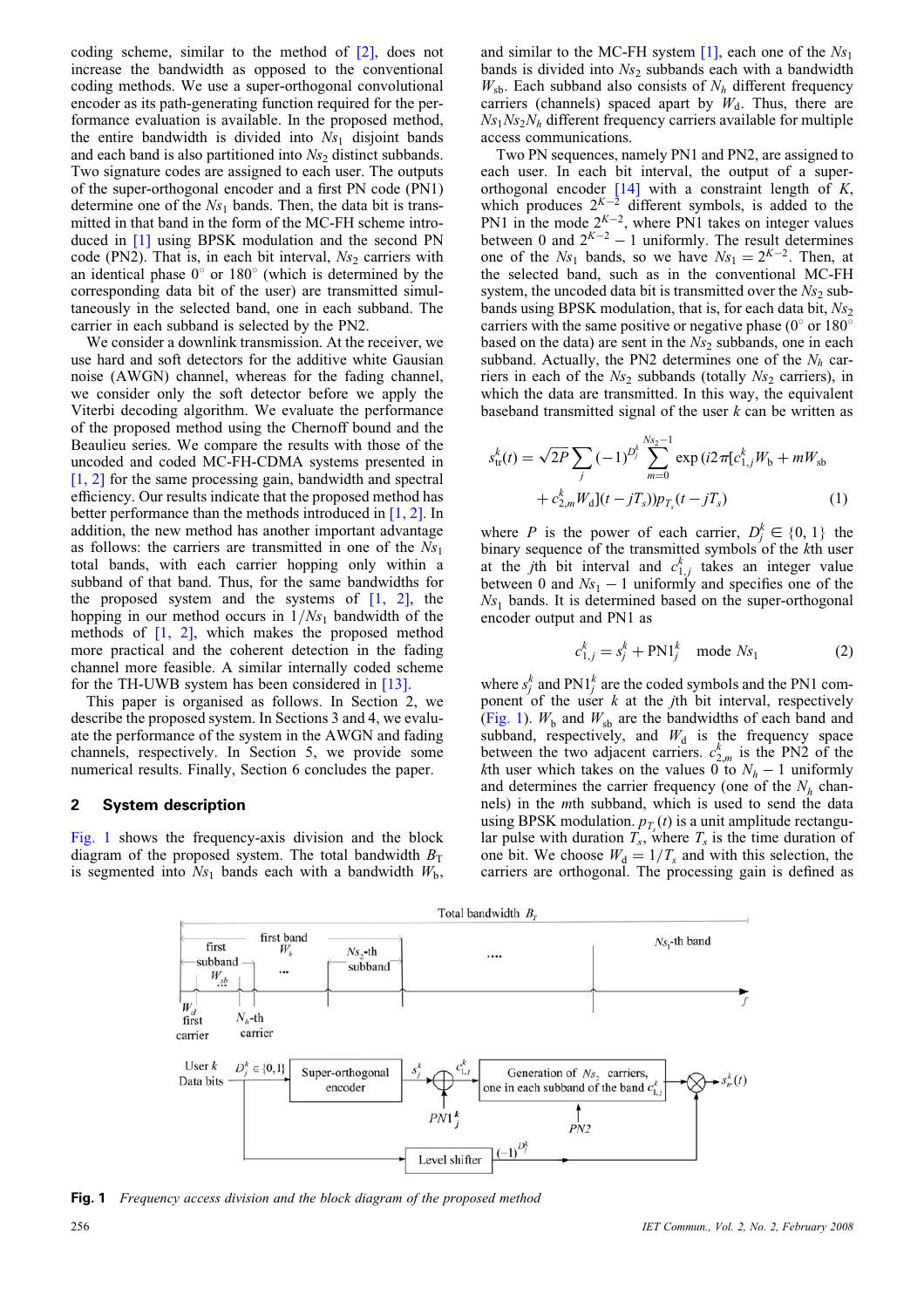coding scheme, similar to the method of [2], does not increase the bandwidth as opposed to the conventional coding methods. We use a super-orthogonal convolutional encoder as its path-generating function required for the performance evaluation is available. In the proposed method, the entire bandwidth is divided into $Ns_1$ disjoint bands and each band is also partitioned into $Ns_2$ distinct subbands. Two signature codes are assigned to each user. The outputs of the super-orthogonal encoder and a first PN code (PN1) determine one of the $Ns_1$ bands. Then, the data bit is transmitted in that band in the form of the MC-FH scheme introduced in [1] using BPSK modulation and the second PN code (PN2). That is, in each bit interval, $Ns_2$ carriers with an identical phase $0^\circ$ or $180^\circ$ (which is determined by the corresponding data bit of the user) are transmitted simultaneously in the selected band, one in each subband. The carrier in each subband is selected by the PN2.

We consider a downlink transmission. At the receiver, we use hard and soft detectors for the additive white Gausian noise (AWGN) channel, whereas for the fading channel, we consider only the soft detector before we apply the Viterbi decoding algorithm. We evaluate the performance of the proposed method using the Chernoff bound and the Beaulieu series. We compare the results with those of the uncoded and coded MC-FH-CDMA systems presented in [1, 2] for the same processing gain, bandwidth and spectral efficiency. Our results indicate that the proposed method has better performance than the methods introduced in [1, 2]. In addition, the new method has another important advantage as follows: the carriers are transmitted in one of the $Ns_1$ total bands, with each carrier hopping only within a subband of that band. Thus, for the same bandwidths for the proposed system and the systems of [1, 2], the hopping in our method occurs in $1/Ns_1$ bandwidth of the methods of [1, 2], which makes the proposed method more practical and the coherent detection in the fading channel more feasible. A similar internally coded scheme for the TH-UWB system has been considered in [13].

This paper is organised as follows. In Section 2, we describe the proposed system. In Sections 3 and 4, we evaluate the performance of the proposed system in the AWGN and fading channels, respectively. In Section 5, we provide some numerical results. Finally, Section 6 concludes the paper.

## 2 System description

Fig. 1 shows the frequency-axis division and the block diagram of the proposed system. The total bandwidth $B_T$ is segmented into $Ns_1$ bands each with a bandwidth $W_b$, and similar to the MC-FH system [1], each one of the $Ns_1$ bands is divided into $Ns_2$ subbands each with a bandwidth $W_{sb}$. Each subband also consists of $N_h$ different frequency carriers (channels) spaced apart by $W_d$. Thus, there are $Ns_1Ns_2N_h$ different frequency carriers available for multiple access communications.

Two PN sequences, namely PN1 and PN2, are assigned to each user. In each bit interval, the output of a super-orthogonal encoder [14] with a constraint length of $K$, which produces $2^{K-2}$ different symbols, is added to the PN1 in the mode $2^{K-2}$, where PN1 takes on integer values between 0 and $2^{K-2}-1$ uniformly. The result determines one of the $Ns_1$ bands, so we have $Ns_1 = 2^{K-2}$. Then, at the selected band, such as in the conventional MC-FH system, the uncoded data bit is transmitted over the $Ns_2$ subbands using BPSK modulation, that is, for each data bit, $Ns_2$ carriers with the same positive or negative phase ($0^\circ$ or $180^\circ$ based on the data) are sent in the $Ns_2$ subbands, one in each subband. Actually, the PN2 determines one of the $N_h$ carriers in each of the $Ns_2$ subbands (totally $Ns_2$ carriers), in which the data are transmitted. In this way, the equivalent baseband transmitted signal of the user $k$ can be written as

$$s_{tr}^k(t) = \sqrt{2P}\sum_j(-1)^{D_j^k}\sum_{m=0}^{Ns_2-1}\exp\,(i2\pi[c_{1,j}^kW_b + mW_{sb} + c_{2,m}^kW_d](t-jT_s))p_{T_s}(t-jT_s) \quad (1)$$

where $P$ is the power of each carrier, $D_j^k \in \{0, 1\}$ the binary sequence of the transmitted symbols of the $k$th user at the $j$th bit interval and $c_{1,j}^k$ takes an integer value between 0 and $Ns_1 - 1$ uniformly and specifies one of the $Ns_1$ bands. It is determined based on the super-orthogonal encoder output and PN1 as

$$c_{1,j}^k = s_j^k + \mathrm{PN1}_j^k \quad \text{mode } Ns_1 \quad (2)$$

where $s_j^k$ and $\mathrm{PN1}_j^k$ are the coded symbols and the PN1 component of the user $k$ at the $j$th bit interval, respectively (Fig. 1). $W_b$ and $W_{sb}$ are the bandwidths of each band and subband, respectively, and $W_d$ is the frequency space between the two adjacent carriers. $c_{2,m}^k$ is the PN2 of the $k$th user which takes on the values 0 to $N_h - 1$ uniformly and determines the carrier frequency (one of the $N_h$ channels) in the $m$th subband, which is used to send the data using BPSK modulation. $p_{T_s}(t)$ is a unit amplitude rectangular pulse with duration $T_s$, where $T_s$ is the time duration of one bit. We choose $W_d = 1/T_s$ and with this selection, the carriers are orthogonal. The processing gain is defined as

**Fig. 1** *Frequency access division and the block diagram of the proposed method*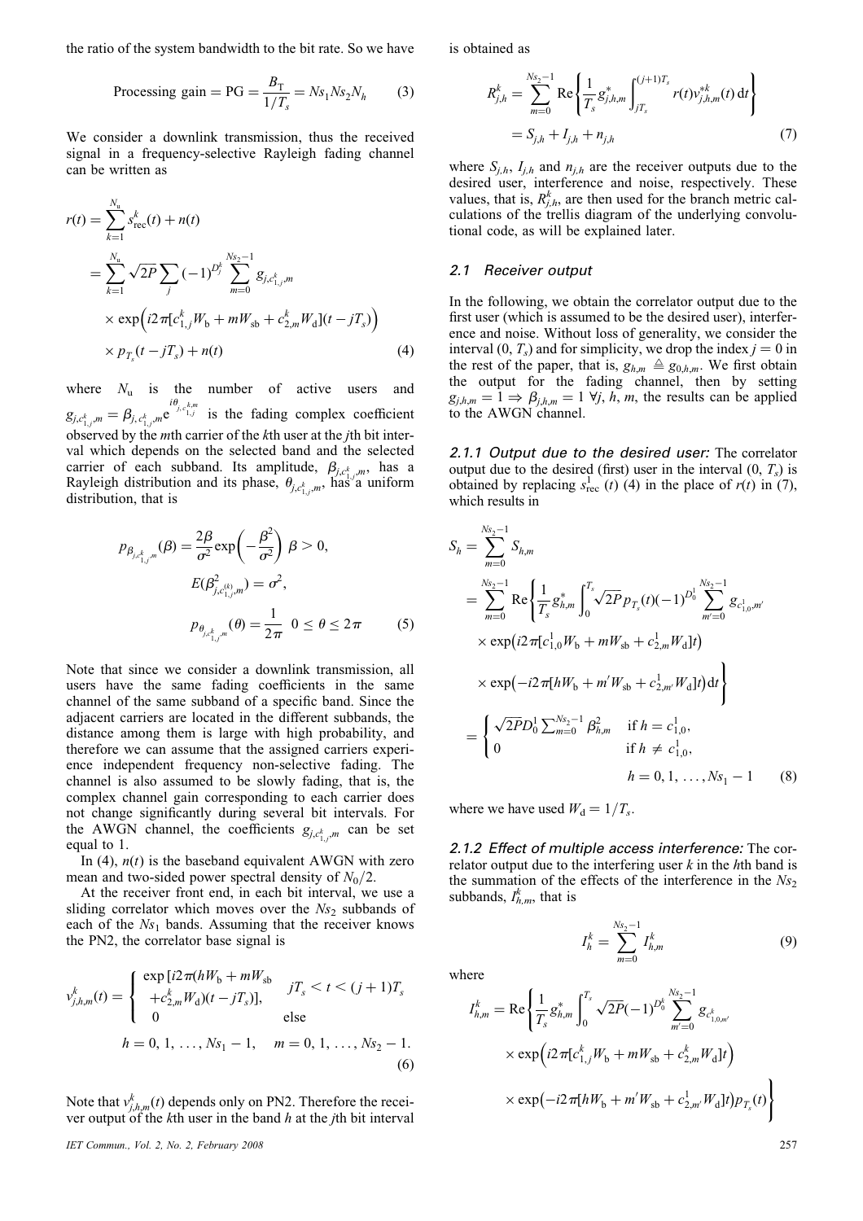the ratio of the system bandwidth to the bit rate. So we have

$$\text{Processing gain} = \text{PG} = \frac{B_\text{T}}{1/T_s} = Ns_1 Ns_2 N_h \tag{3}$$

We consider a downlink transmission, thus the received signal in a frequency-selective Rayleigh fading channel can be written as

$$\begin{aligned} r(t) &= \sum_{k=1}^{N_\text{u}} s_\text{rec}^k(t) + n(t) \\ &= \sum_{k=1}^{N_\text{u}} \sqrt{2P} \sum_j (-1)^{D_j^k} \sum_{m=0}^{Ns_2-1} g_{j,c_{1,j}^k,m} \\ &\quad \times \exp\Big(i2\pi[c_{1,j}^k W_\text{b} + mW_\text{sb} + c_{2,m}^k W_\text{d}](t - jT_s)\Big) \\ &\quad \times p_{T_s}(t - jT_s) + n(t) \end{aligned} \tag{4}$$

where $N_\text{u}$ is the number of active users and $g_{j,c_{1,j}^k,m} = \beta_{j,c_{1,j}^k,m} \text{e}^{i\theta_{j,c_{1,j}^k,m}}$ is the fading complex coefficient observed by the $m$th carrier of the $k$th user at the $j$th bit interval which depends on the selected band and the selected carrier of each subband. Its amplitude, $\beta_{j,c_{1,j}^k,m}$, has a Rayleigh distribution and its phase, $\theta_{j,c_{1,j}^k,m}$, has a uniform distribution, that is

$$\begin{aligned} p_{\beta_{j,c_{1,j}^k,m}}(\beta) &= \frac{2\beta}{\sigma^2} \exp\left(-\frac{\beta^2}{\sigma^2}\right) \; \beta > 0, \\ E(\beta_{j,c_{1,j}^{(k)},m}^2) &= \sigma^2, \\ p_{\theta_{j,c_{1,j}^k,m}}(\theta) &= \frac{1}{2\pi} \quad 0 \le \theta \le 2\pi \end{aligned} \tag{5}$$

Note that since we consider a downlink transmission, all users have the same fading coefficients in the same channel of the same subband of a specific band. Since the adjacent carriers are located in the different subbands, the distance among them is large with high probability, and therefore we can assume that the assigned carriers experience independent frequency non-selective fading. The channel is also assumed to be slowly fading, that is, the complex channel gain corresponding to each carrier does not change significantly during several bit intervals. For the AWGN channel, the coefficients $g_{j,c_{1,j}^k,m}$ can be set equal to 1.

In (4), $n(t)$ is the baseband equivalent AWGN with zero mean and two-sided power spectral density of $N_0/2$.

At the receiver front end, in each bit interval, we use a sliding correlator which moves over the $Ns_2$ subbands of each of the $Ns_1$ bands. Assuming that the receiver knows the PN2, the correlator base signal is

$$v_{j,h,m}^k(t) = \begin{cases} \exp[i2\pi(hW_\text{b} + mW_\text{sb} \\ \quad + c_{2,m}^k W_\text{d})(t - jT_s)], & jT_s < t < (j+1)T_s \\ 0 & \text{else} \end{cases}$$
$$h = 0, 1, \ldots, Ns_1 - 1, \quad m = 0, 1, \ldots, Ns_2 - 1. \tag{6}$$

Note that $v_{j,h,m}^k(t)$ depends only on PN2. Therefore the receiver output of the $k$th user in the band $h$ at the $j$th bit interval is obtained as

$$\begin{aligned} R_{j,h}^k &= \sum_{m=0}^{Ns_2-1} \text{Re}\left\{\frac{1}{T_s} g_{j,h,m}^* \int_{jT_s}^{(j+1)T_s} r(t) v_{j,h,m}^{*k}(t)\,\text{d}t\right\} \\ &= S_{j,h} + I_{j,h} + n_{j,h} \end{aligned} \tag{7}$$

where $S_{j,h}$, $I_{j,h}$ and $n_{j,h}$ are the receiver outputs due to the desired user, interference and noise, respectively. These values, that is, $R_{j,h}^k$, are then used for the branch metric calculations of the trellis diagram of the underlying convolutional code, as will be explained later.

### 2.1 Receiver output

In the following, we obtain the correlator output due to the first user (which is assumed to be the desired user), interference and noise. Without loss of generality, we consider the interval $(0, T_s)$ and for simplicity, we drop the index $j = 0$ in the rest of the paper, that is, $g_{h,m} \triangleq g_{0,h,m}$. We first obtain the output for the fading channel, then by setting $g_{j,h,m} = 1 \Rightarrow \beta_{j,h,m} = 1 \; \forall j, h, m$, the results can be applied to the AWGN channel.

#### 2.1.1 Output due to the desired user:

The correlator output due to the desired (first) user in the interval $(0, T_s)$ is obtained by replacing $s_\text{rec}^1\,(t)$ (4) in the place of $r(t)$ in (7), which results in

$$\begin{aligned} S_h &= \sum_{m=0}^{Ns_2-1} S_{h,m} \\ &= \sum_{m=0}^{Ns_2-1} \text{Re}\left\{\frac{1}{T_s} g_{h,m}^* \int_0^{T_s} \sqrt{2P} p_{T_s}(t) (-1)^{D_0^1} \sum_{m'=0}^{Ns_2-1} g_{c_{1,0}^1,m'} \right. \\ &\quad \times \exp\big(i2\pi[c_{1,0}^1 W_\text{b} + mW_\text{sb} + c_{2,m}^1 W_\text{d}]t\big) \\ &\quad \left. \times \exp\big(-i2\pi[hW_\text{b} + m'W_\text{sb} + c_{2,m'}^1 W_\text{d}]t\big)\text{d}t\right\} \\ &= \begin{cases} \sqrt{2P} D_0^1 \sum_{m=0}^{Ns_2-1} \beta_{h,m}^2 & \text{if } h = c_{1,0}^1, \\ 0 & \text{if } h \neq c_{1,0}^1, \end{cases} \\ &\qquad h = 0, 1, \ldots, Ns_1 - 1 \end{aligned} \tag{8}$$

where we have used $W_\text{d} = 1/T_s$.

#### 2.1.2 Effect of multiple access interference:

The correlator output due to the interfering user $k$ in the $h$th band is the summation of the effects of the interference in the $Ns_2$ subbands, $I_{h,m}^k$, that is

$$I_h^k = \sum_{m=0}^{Ns_2-1} I_{h,m}^k \tag{9}$$

where

$$\begin{aligned} I_{h,m}^k = \text{Re}&\left\{\frac{1}{T_s} g_{h,m}^* \int_0^{T_s} \sqrt{2P} (-1)^{D_0^k} \sum_{m'=0}^{Ns_2-1} g_{c_{1,0,m'}^k} \right. \\ &\times \exp\Big(i2\pi[c_{1,j}^k W_\text{b} + mW_\text{sb} + c_{2,m}^k W_\text{d}]t\Big) \\ &\left. \times \exp\big(-i2\pi[hW_\text{b} + m'W_\text{sb} + c_{2,m'}^1 W_\text{d}]t\big) p_{T_s}(t)\right\} \end{aligned}$$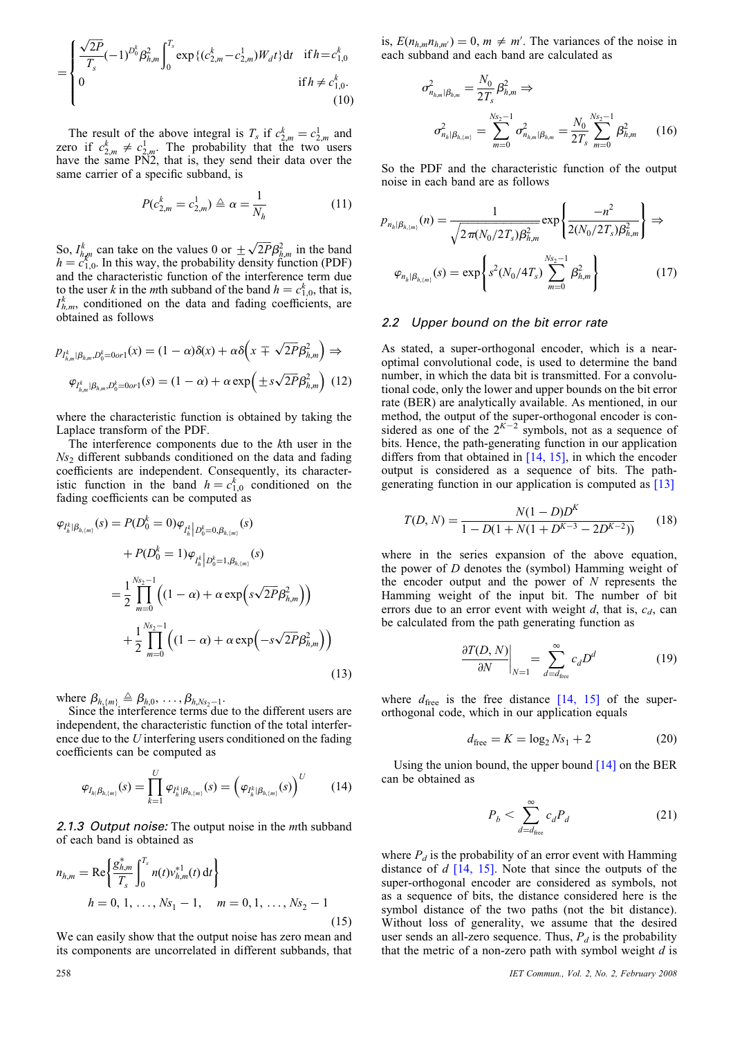$$
= \begin{cases} \dfrac{\sqrt{2P}}{T_s}(-1)^{D_0^k}\beta_{h,m}^2 \displaystyle\int_0^{T_s} \exp\{(c_{2,m}^k - c_{2,m}^1)W_d t\}\mathrm{d}t & \text{if } h = c_{1,0}^k \\ 0 & \text{if } h \neq c_{1,0}^k. \end{cases} \tag{10}
$$

The result of the above integral is $T_s$ if $c_{2,m}^k = c_{2,m}^1$ and zero if $c_{2,m}^k \neq c_{2,m}^1$. The probability that the two users have the same PN2, that is, they send their data over the same carrier of a specific subband, is

$$
P(c_{2,m}^k = c_{2,m}^1) \triangleq \alpha = \frac{1}{N_h} \tag{11}
$$

So, $I_{h,m}^k$ can take on the values 0 or $\pm\sqrt{2P}\beta_{h,m}^2$ in the band $h = c_{1,0}^k$. In this way, the probability density function (PDF) and the characteristic function of the interference term due to the user $k$ in the $m$th subband of the band $h = c_{1,0}^k$, that is, $I_{h,m}^k$, conditioned on the data and fading coefficients, are obtained as follows

$$
p_{I_{h,m}^k|\beta_{h,m},D_0^k=0or1}(x) = (1-\alpha)\delta(x) + \alpha\delta\left(x \mp \sqrt{2P}\beta_{h,m}^2\right) \Rightarrow
$$

$$
\varphi_{I_{h,m}^k|\beta_{h,m},D_0^k=0or1}(s) = (1-\alpha) + \alpha \exp\left(\pm s\sqrt{2P}\beta_{h,m}^2\right) \tag{12}
$$

where the characteristic function is obtained by taking the Laplace transform of the PDF.

The interference components due to the $k$th user in the $Ns_2$ different subbands conditioned on the data and fading coefficients are independent. Consequently, its characteristic function in the band $h = c_{1,0}^k$ conditioned on the fading coefficients can be computed as

$$
\begin{aligned}
\varphi_{I_h^k|\beta_{h,\{m\}}}(s) &= P(D_0^k = 0)\varphi_{I_h^k|D_0^k=0,\beta_{h,\{m\}}}(s) \\
&\quad + P(D_0^k = 1)\varphi_{I_h^k|D_0^k=1,\beta_{h,\{m\}}}(s) \\
&= \frac{1}{2}\prod_{m=0}^{Ns_2-1}\left((1-\alpha) + \alpha\exp\left(s\sqrt{2P}\beta_{h,m}^2\right)\right) \\
&\quad + \frac{1}{2}\prod_{m=0}^{Ns_2-1}\left((1-\alpha) + \alpha\exp\left(-s\sqrt{2P}\beta_{h,m}^2\right)\right)
\end{aligned} \tag{13}
$$

where $\beta_{h,\{m\}} \triangleq \beta_{h,0}, \ldots, \beta_{h,Ns_2-1}$.

Since the interference terms due to the different users are independent, the characteristic function of the total interference due to the $U$ interfering users conditioned on the fading coefficients can be computed as

$$
\varphi_{I_h|\beta_{h,\{m\}}}(s) = \prod_{k=1}^{U}\varphi_{I_h^k|\beta_{h,\{m\}}}(s) = \left(\varphi_{I_h^k|\beta_{h,\{m\}}}(s)\right)^U \tag{14}
$$

*2.1.3 Output noise:* The output noise in the $m$th subband of each band is obtained as

$$
\begin{aligned}
n_{h,m} &= \mathrm{Re}\left\{\frac{g_{h,m}^*}{T_s}\int_0^{T_s} n(t)v_{h,m}^{*1}(t)\,\mathrm{d}t\right\} \\
h &= 0, 1, \ldots, Ns_1 - 1, \quad m = 0, 1, \ldots, Ns_2 - 1
\end{aligned} \tag{15}
$$

We can easily show that the output noise has zero mean and its components are uncorrelated in different subbands, that is, $E(n_{h,m}n_{h,m'}) = 0$, $m \neq m'$. The variances of the noise in each subband and each band are calculated as

$$
\sigma_{n_{h,m}|\beta_{h,m}}^2 = \frac{N_0}{2T_s}\beta_{h,m}^2 \Rightarrow
$$

$$
\sigma_{n_h|\beta_{h,\{m\}}}^2 = \sum_{m=0}^{Ns_2-1}\sigma_{n_{h,m}|\beta_{h,m}}^2 = \frac{N_0}{2T_s}\sum_{m=0}^{Ns_2-1}\beta_{h,m}^2 \tag{16}
$$

So the PDF and the characteristic function of the output noise in each band are as follows

$$
p_{n_h|\beta_{h,\{m\}}}(n) = \frac{1}{\sqrt{2\pi(N_0/2T_s)\beta_{h,m}^2}}\exp\left\{\frac{-n^2}{2(N_0/2T_s)\beta_{h,m}^2}\right\} \Rightarrow
$$

$$
\varphi_{n_h|\beta_{h,\{m\}}}(s) = \exp\left\{s^2(N_0/4T_s)\sum_{m=0}^{Ns_2-1}\beta_{h,m}^2\right\} \tag{17}
$$

### 2.2 Upper bound on the bit error rate

As stated, a super-orthogonal encoder, which is a near-optimal convolutional code, is used to determine the band number, in which the data bit is transmitted. For a convolutional code, only the lower and upper bounds on the bit error rate (BER) are analytically available. As mentioned, in our method, the output of the super-orthogonal encoder is considered as one of the $2^{K-2}$ symbols, not as a sequence of bits. Hence, the path-generating function in our application differs from that obtained in [14, 15], in which the encoder output is considered as a sequence of bits. The path-generating function in our application is computed as [13]

$$
T(D, N) = \frac{N(1-D)D^K}{1 - D(1 + N(1 + D^{K-3} - 2D^{K-2}))} \tag{18}
$$

where in the series expansion of the above equation, the power of $D$ denotes the (symbol) Hamming weight of the encoder output and the power of $N$ represents the Hamming weight of the input bit. The number of bit errors due to an error event with weight $d$, that is, $c_d$, can be calculated from the path generating function as

$$
\left.\frac{\partial T(D,N)}{\partial N}\right|_{N=1} = \sum_{d=d_{\text{free}}}^{\infty} c_d D^d \tag{19}
$$

where $d_{\text{free}}$ is the free distance [14, 15] of the super-orthogonal code, which in our application equals

$$
d_{\text{free}} = K = \log_2 Ns_1 + 2 \tag{20}
$$

Using the union bound, the upper bound [14] on the BER can be obtained as

$$
P_b < \sum_{d=d_{\text{free}}}^{\infty} c_d P_d \tag{21}
$$

where $P_d$ is the probability of an error event with Hamming distance of $d$ [14, 15]. Note that since the outputs of the super-orthogonal encoder are considered as symbols, not as a sequence of bits, the distance considered here is the symbol distance of the two paths (not the bit distance). Without loss of generality, we assume that the desired user sends an all-zero sequence. Thus, $P_d$ is the probability that the metric of a non-zero path with symbol weight $d$ is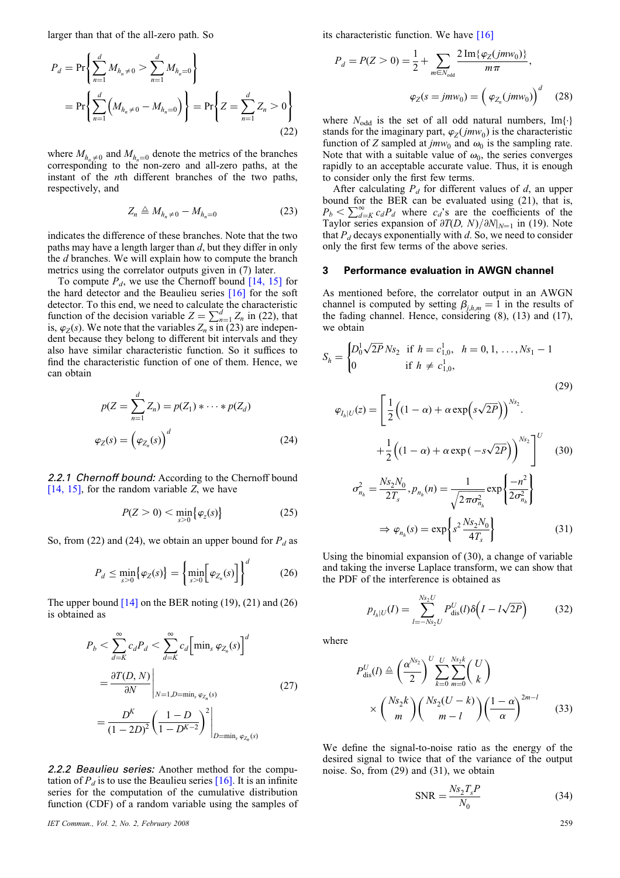larger than that of the all-zero path. So

$$P_d = \Pr\left\{\sum_{n=1}^{d} M_{h_n\neq 0} > \sum_{n=1}^{d} M_{h_n=0}\right\}$$
$$= \Pr\left\{\sum_{n=1}^{d}\left(M_{h_n\neq 0} - M_{h_n=0}\right)\right\} = \Pr\left\{Z = \sum_{n=1}^{d} Z_n > 0\right\} \tag{22}$$

where $M_{h_n\neq 0}$ and $M_{h_n=0}$ denote the metrics of the branches corresponding to the non-zero and all-zero paths, at the instant of the $n$th different branches of the two paths, respectively, and

$$Z_n \triangleq M_{h_n\neq 0} - M_{h_n=0} \tag{23}$$

indicates the difference of these branches. Note that the two paths may have a length larger than $d$, but they differ in only the $d$ branches. We will explain how to compute the branch metrics using the correlator outputs given in (7) later.

To compute $P_d$, we use the Chernoff bound [14, 15] for the hard detector and the Beaulieu series [16] for the soft detector. To this end, we need to calculate the characteristic function of the decision variable $Z = \sum_{n=1}^{d} Z_n$ in (22), that is, $\varphi_Z(s)$. We note that the variables $Z_n$ s in (23) are independent because they belong to different bit intervals and they also have similar characteristic function. So it suffices to find the characteristic function of one of them. Hence, we can obtain

$$p\left(Z = \sum_{n=1}^{d} Z_n\right) = p(Z_1) * \cdots * p(Z_d)$$
$$\varphi_Z(s) = \left(\varphi_{Z_n}(s)\right)^d \tag{24}$$

*2.2.1 Chernoff bound:* According to the Chernoff bound [14, 15], for the random variable $Z$, we have

$$P(Z > 0) < \min_{s>0}\left\{\varphi_Z(s)\right\} \tag{25}$$

So, from (22) and (24), we obtain an upper bound for $P_d$ as

$$P_d \leq \min_{s>0}\left\{\varphi_Z(s)\right\} = \left\{\min_{s>0}\left[\varphi_{Z_n}(s)\right]\right\}^d \tag{26}$$

The upper bound [14] on the BER noting (19), (21) and (26) is obtained as

$$P_b < \sum_{d=K}^{\infty} c_d P_d < \sum_{d=K}^{\infty} c_d\left[\min_s \varphi_{Z_n}(s)\right]^d$$
$$= \left.\frac{\partial T(D, N)}{\partial N}\right|_{N=1, D=\min_s \varphi_{Z_n}(s)}$$
$$= \left.\frac{D^K}{(1-2D)^2}\left(\frac{1-D}{1-D^{K-2}}\right)^2\right|_{D=\min_s \varphi_{Z_n}(s)} \tag{27}$$

*2.2.2 Beaulieu series:* Another method for the computation of $P_d$ is to use the Beaulieu series [16]. It is an infinite series for the computation of the cumulative distribution function (CDF) of a random variable using the samples of its characteristic function. We have [16]

$$P_d = P(Z > 0) = \frac{1}{2} + \sum_{m\in N_{\text{odd}}} \frac{2\,\text{Im}\{\varphi_Z(jm\omega_0)\}}{m\pi},$$
$$\varphi_Z(s = jm\omega_0) = \left(\varphi_{Z_n}(jm\omega_0)\right)^d \tag{28}$$

where $N_{\text{odd}}$ is the set of all odd natural numbers, $\text{Im}\{\cdot\}$ stands for the imaginary part, $\varphi_Z(jm\omega_0)$ is the characteristic function of $Z$ sampled at $jm\omega_0$ and $\omega_0$ is the sampling rate. Note that with a suitable value of $\omega_0$, the series converges rapidly to an acceptable accurate value. Thus, it is enough to consider only the first few terms.

After calculating $P_d$ for different values of $d$, an upper bound for the BER can be evaluated using (21), that is, $P_b < \sum_{d=K}^{\infty} c_d P_d$ where $c_d$'s are the coefficients of the Taylor series expansion of $\partial T(D, N)/\partial N|_{N=1}$ in (19). Note that $P_d$ decays exponentially with $d$. So, we need to consider only the first few terms of the above series.

## 3 Performance evaluation in AWGN channel

As mentioned before, the correlator output in an AWGN channel is computed by setting $\beta_{j,h,m} = 1$ in the results of the fading channel. Hence, considering (8), (13) and (17), we obtain

$$S_h = \begin{cases} D_0^1\sqrt{2P}\,Ns_2 & \text{if } h = c_{1,0}^1, \quad h = 0, 1, \ldots, Ns_1 - 1 \\ 0 & \text{if } h \neq c_{1,0}^1, \end{cases} \tag{29}$$

$$\varphi_{I_h|U}(z) = \left[\frac{1}{2}\left((1-\alpha) + \alpha\exp\left(s\sqrt{2P}\right)\right)^{Ns_2}\right.$$
$$\left. + \frac{1}{2}\left((1-\alpha) + \alpha\exp\left(-s\sqrt{2P}\right)\right)^{Ns_2}\right]^U \tag{30}$$

$$\sigma_{n_h}^2 = \frac{Ns_2 N_0}{2T_s}, p_{n_h}(n) = \frac{1}{\sqrt{2\pi\sigma_{n_h}^2}}\exp\left\{\frac{-n^2}{2\sigma_{n_h}^2}\right\}$$
$$\Rightarrow \varphi_{n_h}(s) = \exp\left\{s^2\frac{Ns_2 N_0}{4T_s}\right\} \tag{31}$$

Using the binomial expansion of (30), a change of variable and taking the inverse Laplace transform, we can show that the PDF of the interference is obtained as

$$p_{I_h|U}(I) = \sum_{l=-Ns_2 U}^{Ns_2 U} P_{\text{dis}}^U(l)\,\delta\left(I - l\sqrt{2P}\right) \tag{32}$$

where

$$P_{\text{dis}}^U(l) \triangleq \left(\frac{\alpha^{Ns_2}}{2}\right)^U \sum_{k=0}^{U}\sum_{m=0}^{Ns_2 k}\binom{U}{k}$$
$$\times \binom{Ns_2 k}{m}\binom{Ns_2(U-k)}{m-l}\left(\frac{1-\alpha}{\alpha}\right)^{2m-l} \tag{33}$$

We define the signal-to-noise ratio as the energy of the desired signal to twice that of the variance of the output noise. So, from (29) and (31), we obtain

$$\text{SNR} = \frac{Ns_2 T_s P}{N_0} \tag{34}$$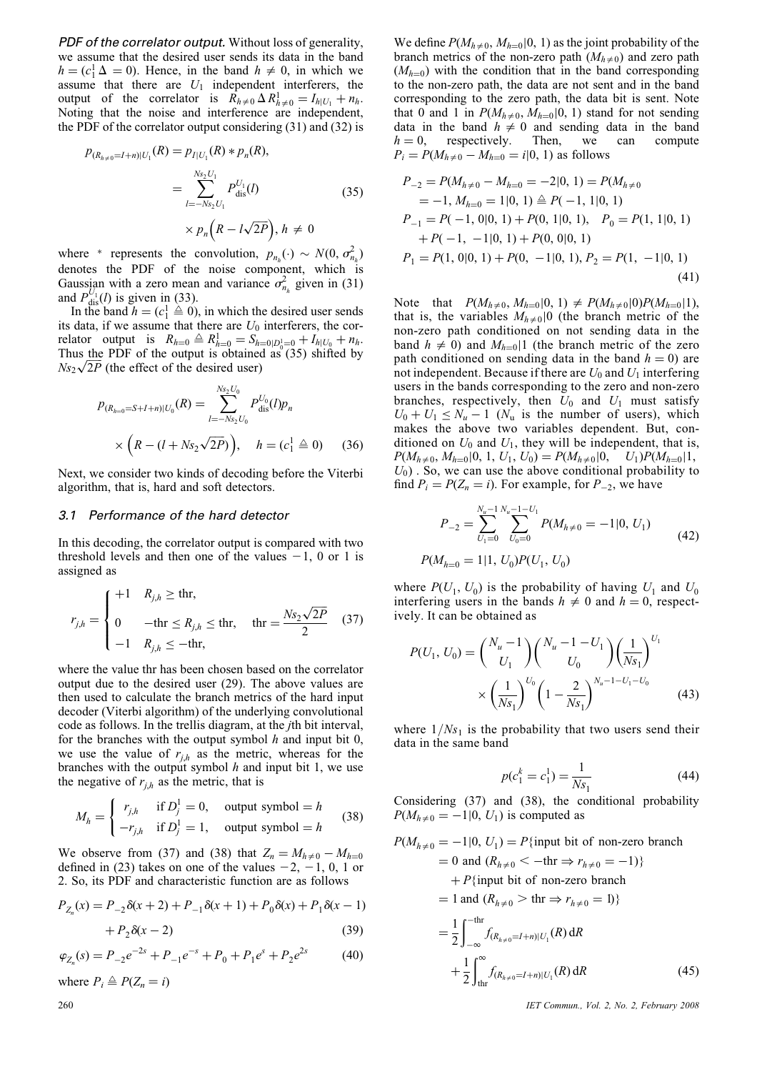*PDF of the correlator output.* Without loss of generality, we assume that the desired user sends its data in the band $h = (c_1^1 \Delta = 0)$. Hence, in the band $h \neq 0$, in which we assume that there are $U_1$ independent interferers, the output of the correlator is $R_{h\neq 0} \Delta R_{h\neq 0}^1 = I_{h|U_1} + n_h$. Noting that the noise and interference are independent, the PDF of the correlator output considering (31) and (32) is

$$p_{(R_{h\neq 0}=I+n)|U_1}(R) = p_{I|U_1}(R) * p_n(R), \\ = \sum_{l=-Ns_2 U_1}^{Ns_2 U_1} P_{\text{dis}}^{U_1}(l) \\ \times p_n\left(R - l\sqrt{2P}\right), \; h \neq 0 \tag{35}$$

where $*$ represents the convolution, $p_{n_h}(\cdot) \sim N(0, \sigma_{n_h}^2)$ denotes the PDF of the noise component, which is Gaussian with a zero mean and variance $\sigma_{n_h}^2$ given in (31) and $P_{\text{dis}}^{U_1}(l)$ is given in (33).

In the band $h = (c_1^1 \triangleq 0)$, in which the desired user sends its data, if we assume that there are $U_0$ interferers, the correlator output is $R_{h=0} \triangleq R_{h=0}^1 = S_{h=0|D_0^1=0} + I_{h|U_0} + n_h$. Thus the PDF of the output is obtained as (35) shifted by $Ns_2\sqrt{2P}$ (the effect of the desired user)

$$p_{(R_{h=0}=S+I+n)|U_0}(R) = \sum_{l=-Ns_2 U_0}^{Ns_2 U_0} P_{\text{dis}}^{U_0}(l) p_n \\ \times \left(R - (l + Ns_2\sqrt{2P})\right), \quad h = (c_1^1 \triangleq 0) \tag{36}$$

Next, we consider two kinds of decoding before the Viterbi algorithm, that is, hard and soft detectors.

### 3.1 Performance of the hard detector

In this decoding, the correlator output is compared with two threshold levels and then one of the values $-1$, 0 or 1 is assigned as

$$r_{j,h} = \begin{cases} +1 & R_{j,h} \geq \text{thr}, \\ 0 & -\text{thr} \leq R_{j,h} \leq \text{thr}, \quad \text{thr} = \dfrac{Ns_2\sqrt{2P}}{2} \\ -1 & R_{j,h} \leq -\text{thr}, \end{cases} \tag{37}$$

where the value thr has been chosen based on the correlator output due to the desired user (29). The above values are then used to calculate the branch metrics of the hard input decoder (Viterbi algorithm) of the underlying convolutional code as follows. In the trellis diagram, at the $j$th bit interval, for the branches with the output symbol $h$ and input bit 0, we use the value of $r_{j,h}$ as the metric, whereas for the branches with the output symbol $h$ and input bit 1, we use the negative of $r_{j,h}$ as the metric, that is

$$M_h = \begin{cases} r_{j,h} & \text{if } D_j^1 = 0, \quad \text{output symbol} = h \\ -r_{j,h} & \text{if } D_j^1 = 1, \quad \text{output symbol} = h \end{cases} \tag{38}$$

We observe from (37) and (38) that $Z_n = M_{h\neq 0} - M_{h=0}$ defined in (23) takes on one of the values $-2$, $-1$, 0, 1 or 2. So, its PDF and characteristic function are as follows

$$P_{Z_n}(x) = P_{-2}\delta(x+2) + P_{-1}\delta(x+1) + P_0\delta(x) + P_1\delta(x-1) \\ + P_2\delta(x-2) \tag{39}$$

$$\varphi_{Z_n}(s) = P_{-2}e^{-2s} + P_{-1}e^{-s} + P_0 + P_1 e^{s} + P_2 e^{2s} \tag{40}$$

where $P_i \triangleq P(Z_n = i)$

We define $P(M_{h\neq 0}, M_{h=0}|0, 1)$ as the joint probability of the branch metrics of the non-zero path $(M_{h\neq 0})$ and zero path $(M_{h=0})$ with the condition that in the band corresponding to the non-zero path, the data are not sent and in the band corresponding to the zero path, the data bit is sent. Note that 0 and 1 in $P(M_{h\neq 0}, M_{h=0}|0, 1)$ stand for not sending data in the band $h \neq 0$ and sending data in the band $h = 0$, respectively. Then, we can compute $P_i = P(M_{h\neq 0} - M_{h=0} = i|0, 1)$ as follows

$$P_{-2} = P(M_{h\neq 0} - M_{h=0} = -2|0, 1) = P(M_{h\neq 0} \\ = -1, M_{h=0} = 1|0, 1) \triangleq P(-1, 1|0, 1) \\ P_{-1} = P(-1, 0|0, 1) + P(0, 1|0, 1), \quad P_0 = P(1, 1|0, 1) \\ + P(-1, -1|0, 1) + P(0, 0|0, 1) \\ P_1 = P(1, 0|0, 1) + P(0, -1|0, 1), P_2 = P(1, -1|0, 1) \tag{41}$$

Note that $P(M_{h\neq 0}, M_{h=0}|0, 1) \neq P(M_{h\neq 0}|0)P(M_{h=0}|1)$, that is, the variables $M_{h\neq 0}|0$ (the branch metric of the non-zero path conditioned on not sending data in the band $h \neq 0$) and $M_{h=0}|1$ (the branch metric of the zero path conditioned on sending data in the band $h = 0$) are not independent. Because if there are $U_0$ and $U_1$ interfering users in the bands corresponding to the zero and non-zero branches, respectively, then $U_0$ and $U_1$ must satisfy $U_0 + U_1 \leq N_u - 1$ ($N_u$ is the number of users), which makes the above two variables dependent. But, conditioned on $U_0$ and $U_1$, they will be independent, that is, $P(M_{h\neq 0}, M_{h=0}|0, 1, U_1, U_0) = P(M_{h\neq 0}|0, \quad U_1)P(M_{h=0}|1, U_0)$ . So, we can use the above conditional probability to find $P_i = P(Z_n = i)$. For example, for $P_{-2}$, we have

$$P_{-2} = \sum_{U_1=0}^{N_u-1} \sum_{U_0=0}^{N_u-1-U_1} P(M_{h\neq 0} = -1|0, U_1) \\ P(M_{h=0} = 1|1, U_0)P(U_1, U_0) \tag{42}$$

where $P(U_1, U_0)$ is the probability of having $U_1$ and $U_0$ interfering users in the bands $h \neq 0$ and $h = 0$, respectively. It can be obtained as

$$P(U_1, U_0) = \binom{N_u - 1}{U_1}\binom{N_u - 1 - U_1}{U_0}\left(\frac{1}{Ns_1}\right)^{U_1} \\ \times \left(\frac{1}{Ns_1}\right)^{U_0}\left(1 - \frac{2}{Ns_1}\right)^{N_u - 1 - U_1 - U_0} \tag{43}$$

where $1/Ns_1$ is the probability that two users send their data in the same band

$$p(c_1^k = c_1^1) = \frac{1}{Ns_1} \tag{44}$$

Considering (37) and (38), the conditional probability $P(M_{h\neq 0} = -1|0, U_1)$ is computed as

$$P(M_{h\neq 0} = -1|0, U_1) = P\{\text{input bit of non-zero branch} \\ = 0 \text{ and } (R_{h\neq 0} < -\text{thr} \Rightarrow r_{h\neq 0} = -1)\} \\ + P\{\text{input bit of non-zero branch} \\ = 1 \text{ and } (R_{h\neq 0} > \text{thr} \Rightarrow r_{h\neq 0} = 1)\} \\ = \frac{1}{2}\int_{-\infty}^{-\text{thr}} f_{(R_{h\neq 0}=I+n)|U_1}(R)\,\mathrm{d}R \\ + \frac{1}{2}\int_{\text{thr}}^{\infty} f_{(R_{h\neq 0}=I+n)|U_1}(R)\,\mathrm{d}R \tag{45}$$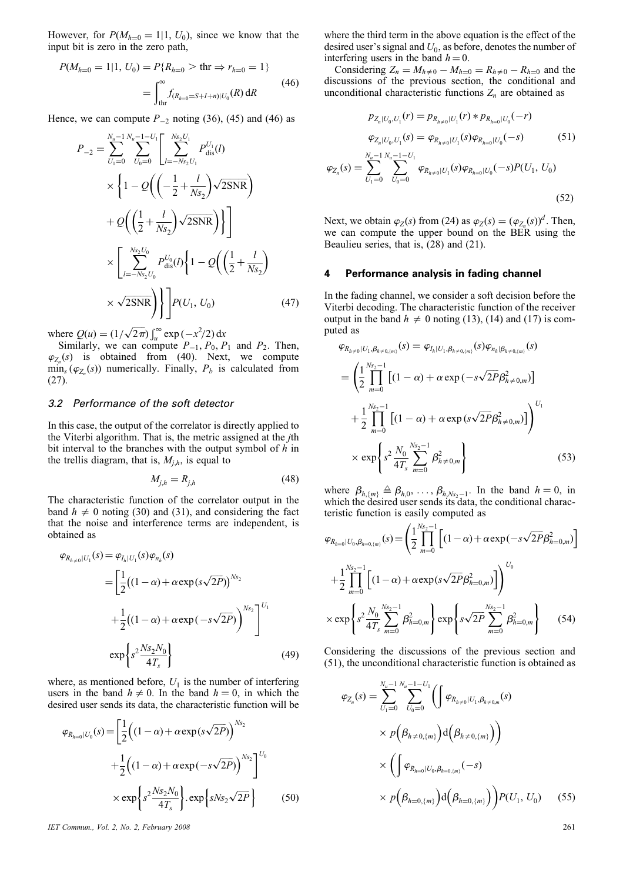However, for $P(M_{h=0} = 1|1, U_0)$, since we know that the input bit is zero in the zero path,

$$P(M_{h=0} = 1|1, U_0) = P\{R_{h=0} > \text{thr} \Rightarrow r_{h=0} = 1\} = \int_{\text{thr}}^{\infty} f_{(R_{h=0}=S+I+n)|U_0}(R)\,\mathrm{d}R \tag{46}$$

Hence, we can compute $P_{-2}$ noting (36), (45) and (46) as

$$\begin{aligned} P_{-2} = \sum_{U_1=0}^{N_u-1} \sum_{U_0=0}^{N_u-1-U_1} &\left[ \sum_{l=-Ns_2U_1}^{Ns_2U_1} P_{\text{dis}}^{U_1}(l) \right. \\ &\times \left\{ 1 - Q\left( \left( -\frac{1}{2} + \frac{l}{Ns_2} \right) \sqrt{2\text{SNR}} \right) \right. \\ &\left. \left. + Q\left( \left( \frac{1}{2} + \frac{l}{Ns_2} \right) \sqrt{2\text{SNR}} \right) \right\} \right] \\ &\times \left[ \sum_{l=-Ns_2U_0}^{Ns_2U_0} P_{\text{dis}}^{U_0}(l) \left\{ 1 - Q\left( \left( \frac{1}{2} + \frac{l}{Ns_2} \right) \right. \right. \right. \\ &\left. \left. \left. \times \sqrt{2\text{SNR}} \right) \right\} \right] P(U_1, U_0) \end{aligned} \tag{47}$$

where $Q(u) = (1/\sqrt{2\pi}) \int_u^{\infty} \exp(-x^2/2)\,\mathrm{d}x$

Similarly, we can compute $P_{-1}, P_0, P_1$ and $P_2$. Then, $\varphi_{Z_n}(s)$ is obtained from (40). Next, we compute $\min_s(\varphi_{Z_n}(s))$ numerically. Finally, $P_b$ is calculated from (27).

### 3.2 Performance of the soft detector

In this case, the output of the correlator is directly applied to the Viterbi algorithm. That is, the metric assigned at the $j$th bit interval to the branches with the output symbol of $h$ in the trellis diagram, that is, $M_{j,h}$, is equal to

$$M_{j,h} = R_{j,h} \tag{48}$$

The characteristic function of the correlator output in the band $h \neq 0$ noting (30) and (31), and considering the fact that the noise and interference terms are independent, is obtained as

$$\begin{aligned} \varphi_{R_{h\neq 0}|U_1}(s) &= \varphi_{I_h|U_1}(s)\varphi_{n_h}(s) \\ &= \left[ \frac{1}{2}\left( (1-\alpha) + \alpha \exp(s\sqrt{2P}) \right)^{Ns_2} \right. \\ &\left. + \frac{1}{2}\left( (1-\alpha) + \alpha \exp(-s\sqrt{2P}) \right)^{Ns_2} \right]^{U_1} \\ &\exp\left\{ s^2 \frac{Ns_2 N_0}{4T_s} \right\} \end{aligned} \tag{49}$$

where, as mentioned before, $U_1$ is the number of interfering users in the band $h \neq 0$. In the band $h = 0$, in which the desired user sends its data, the characteristic function will be

$$\begin{aligned} \varphi_{R_{h=0}|U_0}(s) = &\left[ \frac{1}{2}\left( (1-\alpha) + \alpha \exp(s\sqrt{2P}) \right)^{Ns_2} \right. \\ &\left. + \frac{1}{2}\left( (1-\alpha) + \alpha \exp(-s\sqrt{2P}) \right)^{Ns_2} \right]^{U_0} \\ &\times \exp\left\{ s^2 \frac{Ns_2 N_0}{4T_s} \right\} \cdot \exp\left\{ sNs_2\sqrt{2P} \right\} \end{aligned} \tag{50}$$

where the third term in the above equation is the effect of the desired user's signal and $U_0$, as before, denotes the number of interfering users in the band $h = 0$.

Considering $Z_n = M_{h\neq 0} - M_{h=0} = R_{h\neq 0} - R_{h=0}$ and the discussions of the previous section, the conditional and unconditional characteristic functions $Z_n$ are obtained as

$$\begin{aligned} p_{Z_n|U_0,U_1}(r) &= p_{R_{h\neq 0}|U_1}(r) * p_{R_{h=0}|U_0}(-r) \\ \varphi_{Z_n|U_0,U_1}(s) &= \varphi_{R_{h\neq 0}|U_1}(s)\varphi_{R_{h=0}|U_0}(-s) \end{aligned} \tag{51}$$

$$\varphi_{Z_n}(s) = \sum_{U_1=0}^{N_u-1} \sum_{U_0=0}^{N_u-1-U_1} \varphi_{R_{h\neq 0}|U_1}(s)\varphi_{R_{h=0}|U_0}(-s) P(U_1, U_0) \tag{52}$$

Next, we obtain $\varphi_Z(s)$ from (24) as $\varphi_Z(s) = (\varphi_{Z_n}(s))^d$. Then, we can compute the upper bound on the BER using the Beaulieu series, that is, (28) and (21).

## 4 Performance analysis in fading channel

In the fading channel, we consider a soft decision before the Viterbi decoding. The characteristic function of the receiver output in the band $h \neq 0$ noting (13), (14) and (17) is computed as

$$\begin{aligned} \varphi_{R_{h\neq 0}|U_1,\beta_{h\neq 0,\{m\}}}(s) &= \varphi_{I_h|U_1,\beta_{h\neq 0,\{m\}}}(s)\varphi_{n_h|\beta_{h\neq 0,\{m\}}}(s) \\ &= \left( \frac{1}{2} \prod_{m=0}^{Ns_2-1} \left[ (1-\alpha) + \alpha \exp(-s\sqrt{2P}\beta_{h\neq 0,m}^2) \right] \right. \\ &\left. + \frac{1}{2} \prod_{m=0}^{Ns_2-1} \left[ (1-\alpha) + \alpha \exp(s\sqrt{2P}\beta_{h\neq 0,m}^2) \right] \right)^{U_1} \\ &\times \exp\left\{ s^2 \frac{N_0}{4T_s} \sum_{m=0}^{Ns_2-1} \beta_{h\neq 0,m}^2 \right\} \end{aligned} \tag{53}$$

where $\beta_{h,\{m\}} \triangleq \beta_{h,0}, \ldots, \beta_{h,Ns_2-1}$. In the band $h = 0$, in which the desired user sends its data, the conditional characteristic function is easily computed as

$$\begin{aligned} \varphi_{R_{h=0}|U_0,\beta_{h=0,\{m\}}}(s) = &\left( \frac{1}{2} \prod_{m=0}^{Ns_2-1} \left[ (1-\alpha) + \alpha \exp(-s\sqrt{2P}\beta_{h=0,m}^2) \right] \right. \\ &\left. + \frac{1}{2} \prod_{m=0}^{Ns_2-1} \left[ (1-\alpha) + \alpha \exp(s\sqrt{2P}\beta_{h=0,m}^2) \right] \right)^{U_0} \\ &\times \exp\left\{ s^2 \frac{N_0}{4T_s} \sum_{m=0}^{Ns_2-1} \beta_{h=0,m}^2 \right\} \exp\left\{ s\sqrt{2P} \sum_{m=0}^{Ns_2-1} \beta_{h=0,m}^2 \right\} \end{aligned} \tag{54}$$

Considering the discussions of the previous section and (51), the unconditional characteristic function is obtained as

$$\begin{aligned} \varphi_{Z_n}(s) = \sum_{U_1=0}^{N_u-1} \sum_{U_0=0}^{N_u-1-U_1} &\left( \int \varphi_{R_{h\neq 0}|U_1,\beta_{h\neq 0,m}}(s) \right. \\ &\left. \times p\left(\beta_{h\neq 0,\{m\}}\right) \mathrm{d}\left(\beta_{h\neq 0,\{m\}}\right) \right) \\ &\times \left( \int \varphi_{R_{h=0}|U_0,\beta_{h=0,\{m\}}}(-s) \right. \\ &\left. \times p\left(\beta_{h=0,\{m\}}\right) \mathrm{d}\left(\beta_{h=0,\{m\}}\right) \right) P(U_1, U_0) \end{aligned} \tag{55}$$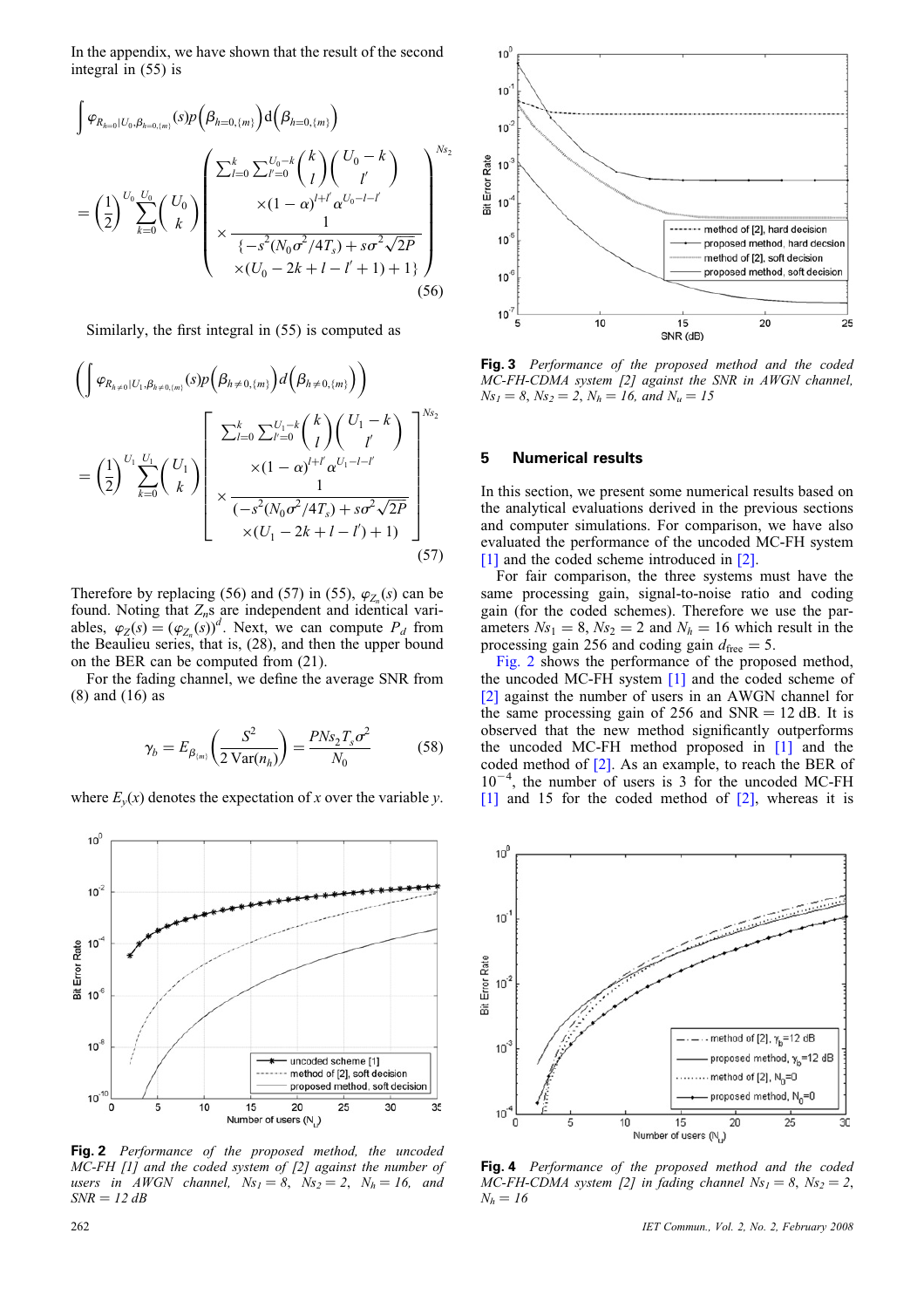In the appendix, we have shown that the result of the second integral in (55) is

$$\int \varphi_{R_{h=0}|U_0,\beta_{h=0,\{m\}}}(s)p\left(\beta_{h=0,\{m\}}\right)\mathrm{d}\left(\beta_{h=0,\{m\}}\right)$$
$$= \left(\frac{1}{2}\right)^{U_0}\sum_{k=0}^{U_0}\binom{U_0}{k}\left(\begin{array}{c}\sum_{l=0}^{k}\sum_{l'=0}^{U_0-k}\binom{k}{l}\binom{U_0-k}{l'} \\ \times(1-\alpha)^{l+l'}\alpha^{U_0-l-l'} \\ \times\dfrac{1}{\{-s^2(N_0\sigma^2/4T_s)+s\sigma^2\sqrt{2P}} \\ \times(U_0-2k+l-l'+1)\}+1\}\end{array}\right)^{Ns_2} \tag{56}$$

Similarly, the first integral in (55) is computed as

$$\left(\int \varphi_{R_{h\neq 0}|U_1,\beta_{h\neq 0,\{m\}}}(s)p\left(\beta_{h\neq 0,\{m\}}\right)d\left(\beta_{h\neq 0,\{m\}}\right)\right)$$
$$= \left(\frac{1}{2}\right)^{U_1}\sum_{k=0}^{U_1}\binom{U_1}{k}\left[\begin{array}{c}\sum_{l=0}^{k}\sum_{l'=0}^{U_1-k}\binom{k}{l}\binom{U_1-k}{l'} \\ \times(1-\alpha)^{l+l'}\alpha^{U_1-l-l'} \\ \times\dfrac{1}{(-s^2(N_0\sigma^2/4T_s)+s\sigma^2\sqrt{2P}} \\ \times(U_1-2k+l-l')+1)\end{array}\right]^{Ns_2} \tag{57}$$

Therefore by replacing (56) and (57) in (55), $\varphi_{Z_n}(s)$ can be found. Noting that $Z_n$s are independent and identical variables, $\varphi_Z(s) = (\varphi_{Z_n}(s))^d$. Next, we can compute $P_d$ from the Beaulieu series, that is, (28), and then the upper bound on the BER can be computed from (21).

For the fading channel, we define the average SNR from (8) and (16) as

$$\gamma_b = E_{\beta_{\{m\}}}\left(\frac{S^2}{2\,\mathrm{Var}(n_h)}\right) = \frac{PNs_2T_s\sigma^2}{N_0} \tag{58}$$

where $E_y(x)$ denotes the expectation of $x$ over the variable $y$.

**Fig. 2** *Performance of the proposed method, the uncoded MC-FH [1] and the coded system of [2] against the number of users in AWGN channel, $Ns_1 = 8$, $Ns_2 = 2$, $N_h = 16$, and SNR = 12 dB*

**Fig. 3** *Performance of the proposed method and the coded MC-FH-CDMA system [2] against the SNR in AWGN channel, $Ns_1 = 8$, $Ns_2 = 2$, $N_h = 16$, and $N_u = 15$*

## 5 Numerical results

In this section, we present some numerical results based on the analytical evaluations derived in the previous sections and computer simulations. For comparison, we have also evaluated the performance of the uncoded MC-FH system [1] and the coded scheme introduced in [2].

For fair comparison, the three systems must have the same processing gain, signal-to-noise ratio and coding gain (for the coded schemes). Therefore we use the parameters $Ns_1 = 8$, $Ns_2 = 2$ and $N_h = 16$ which result in the processing gain 256 and coding gain $d_{\mathrm{free}} = 5$.

Fig. 2 shows the performance of the proposed method, the uncoded MC-FH system [1] and the coded scheme of [2] against the number of users in an AWGN channel for the same processing gain of 256 and SNR = 12 dB. It is observed that the new method significantly outperforms the uncoded MC-FH method proposed in [1] and the coded method of [2]. As an example, to reach the BER of $10^{-4}$, the number of users is 3 for the uncoded MC-FH [1] and 15 for the coded method of [2], whereas it is

**Fig. 4** *Performance of the proposed method and the coded MC-FH-CDMA system [2] in fading channel $Ns_1 = 8$, $Ns_2 = 2$, $N_h = 16$*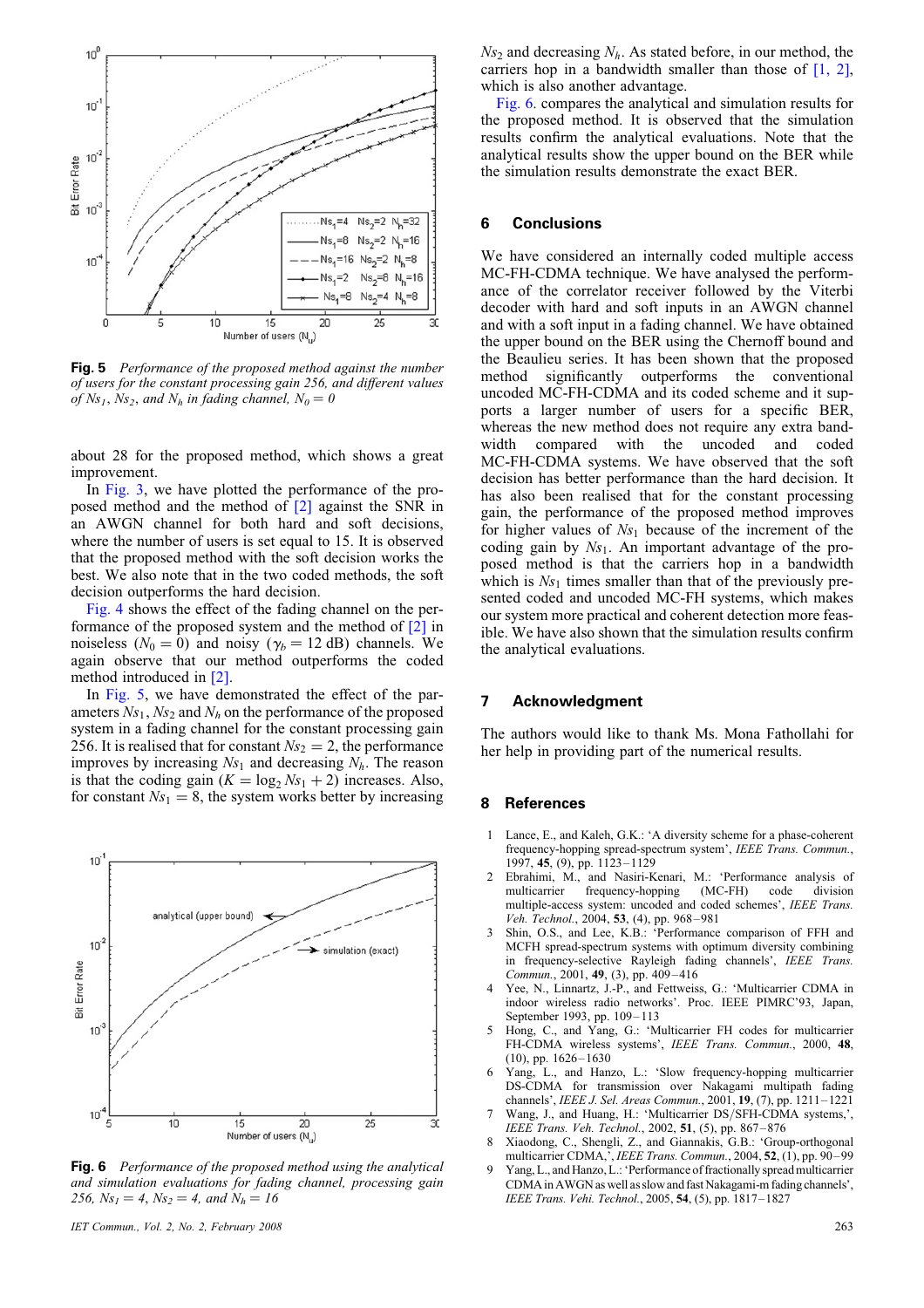Fig. 5 *Performance of the proposed method against the number of users for the constant processing gain 256, and different values of $Ns_1$, $Ns_2$, and $N_h$ in fading channel, $N_0 = 0$*

about 28 for the proposed method, which shows a great improvement.

In Fig. 3, we have plotted the performance of the proposed method and the method of [2] against the SNR in an AWGN channel for both hard and soft decisions, where the number of users is set equal to 15. It is observed that the proposed method with the soft decision works the best. We also note that in the two coded methods, the soft decision outperforms the hard decision.

Fig. 4 shows the effect of the fading channel on the performance of the proposed system and the method of [2] in noiseless ($N_0 = 0$) and noisy ($\gamma_b = 12$ dB) channels. We again observe that our method outperforms the coded method introduced in [2].

In Fig. 5, we have demonstrated the effect of the parameters $Ns_1$, $Ns_2$ and $N_h$ on the performance of the proposed system in a fading channel for the constant processing gain 256. It is realised that for constant $Ns_2 = 2$, the performance improves by increasing $Ns_1$ and decreasing $N_h$. The reason is that the coding gain ($K = \log_2 Ns_1 + 2$) increases. Also, for constant $Ns_1 = 8$, the system works better by increasing $Ns_2$ and decreasing $N_h$. As stated before, in our method, the carriers hop in a bandwidth smaller than those of [1, 2], which is also another advantage.

Fig. 6. compares the analytical and simulation results for the proposed method. It is observed that the simulation results confirm the analytical evaluations. Note that the analytical results show the upper bound on the BER while the simulation results demonstrate the exact BER.

Fig. 6 *Performance of the proposed method using the analytical and simulation evaluations for fading channel, processing gain 256, $Ns_1 = 4$, $Ns_2 = 4$, and $N_h = 16$*

## 6 Conclusions

We have considered an internally coded multiple access MC-FH-CDMA technique. We have analysed the performance of the correlator receiver followed by the Viterbi decoder with hard and soft inputs in an AWGN channel and with a soft input in a fading channel. We have obtained the upper bound on the BER using the Chernoff bound and the Beaulieu series. It has been shown that the proposed method significantly outperforms the conventional uncoded MC-FH-CDMA and its coded scheme and it supports a larger number of users for a specific BER, whereas the new method does not require any extra bandwidth compared with the uncoded and coded MC-FH-CDMA systems. We have observed that the soft decision has better performance than the hard decision. It has also been realised that for the constant processing gain, the performance of the proposed method improves for higher values of $Ns_1$ because of the increment of the coding gain by $Ns_1$. An important advantage of the proposed method is that the carriers hop in a bandwidth which is $Ns_1$ times smaller than that of the previously presented coded and uncoded MC-FH systems, which makes our system more practical and coherent detection more feasible. We have also shown that the simulation results confirm the analytical evaluations.

## 7 Acknowledgment

The authors would like to thank Ms. Mona Fathollahi for her help in providing part of the numerical results.

## 8 References

1. Lance, E., and Kaleh, G.K.: 'A diversity scheme for a phase-coherent frequency-hopping spread-spectrum system', *IEEE Trans. Commun.*, 1997, **45**, (9), pp. 1123–1129
2. Ebrahimi, M., and Nasiri-Kenari, M.: 'Performance analysis of multicarrier frequency-hopping (MC-FH) code division multiple-access system: uncoded and coded schemes', *IEEE Trans. Veh. Technol.*, 2004, **53**, (4), pp. 968–981
3. Shin, O.S., and Lee, K.B.: 'Performance comparison of FFH and MCFH spread-spectrum systems with optimum diversity combining in frequency-selective Rayleigh fading channels', *IEEE Trans. Commun.*, 2001, **49**, (3), pp. 409–416
4. Yee, N., Linnartz, J.-P., and Fettweiss, G.: 'Multicarrier CDMA in indoor wireless radio networks'. Proc. IEEE PIMRC'93, Japan, September 1993, pp. 109–113
5. Hong, C., and Yang, G.: 'Multicarrier FH codes for multicarrier FH-CDMA wireless systems', *IEEE Trans. Commun.*, 2000, **48**, (10), pp. 1626–1630
6. Yang, L., and Hanzo, L.: 'Slow frequency-hopping multicarrier DS-CDMA for transmission over Nakagami multipath fading channels', *IEEE J. Sel. Areas Commun.*, 2001, **19**, (7), pp. 1211–1221
7. Wang, J., and Huang, H.: 'Multicarrier DS/SFH-CDMA systems,', *IEEE Trans. Veh. Technol.*, 2002, **51**, (5), pp. 867–876
8. Xiaodong, C., Shengli, Z., and Giannakis, G.B.: 'Group-orthogonal multicarrier CDMA,', *IEEE Trans. Commun.*, 2004, **52**, (1), pp. 90–99
9. Yang, L., and Hanzo, L.: 'Performance of fractionally spread multicarrier CDMA in AWGN as well as slow and fast Nakagami-m fading channels', *IEEE Trans. Vehi. Technol.*, 2005, **54**, (5), pp. 1817–1827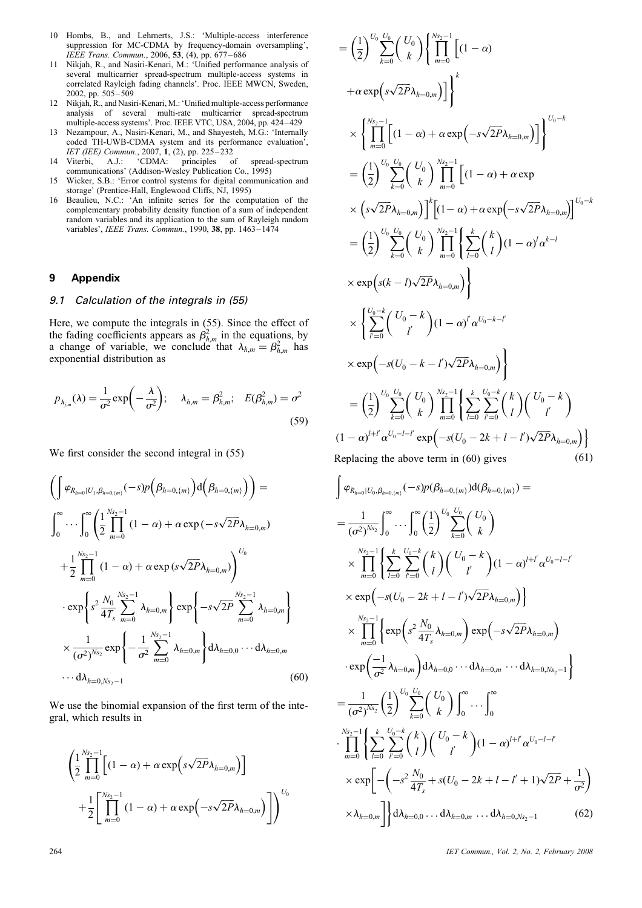10 Hombs, B., and Lehrnerts, J.S.: 'Multiple-access interference suppression for MC-CDMA by frequency-domain oversampling', *IEEE Trans. Commun.*, 2006, **53**, (4), pp. 677–686

11 Nikjah, R., and Nasiri-Kenari, M.: 'Unified performance analysis of several multicarrier spread-spectrum multiple-access systems in correlated Rayleigh fading channels'. Proc. IEEE MWCN, Sweden, 2002, pp. 505–509

12 Nikjah, R., and Nasiri-Kenari, M.: 'Unified multiple-access performance analysis of several multi-rate multicarrier spread-spectrum multiple-access systems'. Proc. IEEE VTC, USA, 2004, pp. 424–429

13 Nezampour, A., Nasiri-Kenari, M., and Shayesteh, M.G.: 'Internally coded TH-UWB-CDMA system and its performance evaluation', *IET (IEE) Commun.*, 2007, **1**, (2), pp. 225–232

14 Viterbi, A.J.: 'CDMA: principles of spread-spectrum communications' (Addison-Wesley Publication Co., 1995)

15 Wicker, S.B.: 'Error control systems for digital communication and storage' (Prentice-Hall, Englewood Cliffs, NJ, 1995)

16 Beaulieu, N.C.: 'An infinite series for the computation of the complementary probability density function of a sum of independent random variables and its application to the sum of Rayleigh random variables', *IEEE Trans. Commun.*, 1990, **38**, pp. 1463–1474

## 9 Appendix

### 9.1 Calculation of the integrals in (55)

Here, we compute the integrals in (55). Since the effect of the fading coefficients appears as $\beta_{h,m}^2$ in the equations, by a change of variable, we conclude that $\lambda_{h,m} = \beta_{h,m}^2$ has exponential distribution as

$$p_{\lambda_{j,m}}(\lambda) = \frac{1}{\sigma^2}\exp\left(-\frac{\lambda}{\sigma^2}\right); \quad \lambda_{h,m} = \beta_{h,m}^2; \quad E(\beta_{h,m}^2) = \sigma^2 \tag{59}$$

We first consider the second integral in (55)

$$\begin{aligned}
&\left(\int \varphi_{R_{h=0}|U_1,\beta_{h=0,\{m\}}}(-s)p\left(\beta_{h=0,\{m\}}\right)\mathrm{d}\left(\beta_{h=0,\{m\}}\right)\right) = \\
&\int_0^\infty \cdots \int_0^\infty \left(\frac{1}{2}\prod_{m=0}^{Ns_2-1}(1-\alpha)+\alpha\exp(-s\sqrt{2P}\lambda_{h=0,m})\right. \\
&\left.+\frac{1}{2}\prod_{m=0}^{Ns_2-1}(1-\alpha)+\alpha\exp(s\sqrt{2P}\lambda_{h=0,m})\right)^{U_0} \\
&\cdot \exp\left\{s^2\frac{N_0}{4T_s}\sum_{m=0}^{Ns_2-1}\lambda_{h=0,m}\right\}\exp\left\{-s\sqrt{2P}\sum_{m=0}^{Ns_2-1}\lambda_{h=0,m}\right\} \\
&\times\frac{1}{(\sigma^2)^{Ns_2}}\exp\left\{-\frac{1}{\sigma^2}\sum_{m=0}^{Ns_2-1}\lambda_{h=0,m}\right\}\mathrm{d}\lambda_{h=0,0}\cdots\mathrm{d}\lambda_{h=0,m} \\
&\cdots\mathrm{d}\lambda_{h=0,Ns_2-1}
\end{aligned} \tag{60}$$

We use the binomial expansion of the first term of the integral, which results in

$$\begin{aligned}
&\left(\frac{1}{2}\prod_{m=0}^{Ns_2-1}\left[(1-\alpha)+\alpha\exp\left(s\sqrt{2P}\lambda_{h=0,m}\right)\right]\right. \\
&\left.+\frac{1}{2}\left[\prod_{m=0}^{Ns_2-1}(1-\alpha)+\alpha\exp\left(-s\sqrt{2P}\lambda_{h=0,m}\right)\right]\right)^{U_0} \\
&=\left(\frac{1}{2}\right)^{U_0}\sum_{k=0}^{U_0}\binom{U_0}{k}\left\{\prod_{m=0}^{Ns_2-1}\left[(1-\alpha)\right.\right. \\
&\left.\left.+\alpha\exp\left(s\sqrt{2P}\lambda_{h=0,m}\right)\right]\right\}^k \\
&\times\left\{\prod_{m=0}^{Ns_2-1}\left[(1-\alpha)+\alpha\exp\left(-s\sqrt{2P}\lambda_{h=0,m}\right)\right]\right\}^{U_0-k} \\
&=\left(\frac{1}{2}\right)^{U_0}\sum_{k=0}^{U_0}\binom{U_0}{k}\prod_{m=0}^{Ns_2-1}\left[(1-\alpha)+\alpha\exp\right. \\
&\left.\times\left(s\sqrt{2P}\lambda_{h=0,m}\right)\right]^k\left[(1-\alpha)+\alpha\exp\left(-s\sqrt{2P}\lambda_{h=0,m}\right)\right]^{U_0-k} \\
&=\left(\frac{1}{2}\right)^{U_0}\sum_{k=0}^{U_0}\binom{U_0}{k}\prod_{m=0}^{Ns_2-1}\left\{\sum_{l=0}^{k}\binom{k}{l}(1-\alpha)^l\alpha^{k-l}\right. \\
&\left.\times\exp\left(s(k-l)\sqrt{2P}\lambda_{h=0,m}\right)\right\} \\
&\times\left\{\sum_{l'=0}^{U_0-k}\binom{U_0-k}{l'}(1-\alpha)^{l'}\alpha^{U_0-k-l'}\right. \\
&\left.\times\exp\left(-s(U_0-k-l')\sqrt{2P}\lambda_{h=0,m}\right)\right\} \\
&=\left(\frac{1}{2}\right)^{U_0}\sum_{k=0}^{U_0}\binom{U_0}{k}\prod_{m=0}^{Ns_2-1}\left\{\sum_{l=0}^{k}\sum_{l'=0}^{U_0-k}\binom{k}{l}\binom{U_0-k}{l'}\right. \\
&\left.(1-\alpha)^{l+l'}\alpha^{U_0-l-l'}\exp\left(-s(U_0-2k+l-l')\sqrt{2P}\lambda_{h=0,m}\right)\right\}
\end{aligned} \tag{61}$$

Replacing the above term in (60) gives

$$\begin{aligned}
&\int\varphi_{R_{h=0}|U_0,\beta_{h=0,\{m\}}}(-s)p(\beta_{h=0,\{m\}})\mathrm{d}(\beta_{h=0,\{m\}}) = \\
&=\frac{1}{(\sigma^2)^{Ns_2}}\int_0^\infty\cdots\int_0^\infty\left(\frac{1}{2}\right)^{U_0}\sum_{k=0}^{U_0}\binom{U_0}{k} \\
&\times\prod_{m=0}^{Ns_2-1}\left\{\sum_{l=0}^{k}\sum_{l'=0}^{U_0-k}\binom{k}{l}\binom{U_0-k}{l'}(1-\alpha)^{l+l'}\alpha^{U_0-l-l'}\right. \\
&\left.\times\exp\left(-s(U_0-2k+l-l')\sqrt{2P}\lambda_{h=0,m}\right)\right\} \\
&\times\prod_{m=0}^{Ns_2-1}\left\{\exp\left(s^2\frac{N_0}{4T_s}\lambda_{h=0,m}\right)\exp\left(-s\sqrt{2P}\lambda_{h=0,m}\right)\right. \\
&\left.\cdot\exp\left(\frac{-1}{\sigma^2}\lambda_{h=0,m}\right)\mathrm{d}\lambda_{h=0,0}\cdots\mathrm{d}\lambda_{h=0,m}\cdots\mathrm{d}\lambda_{h=0,Ns_2-1}\right\} \\
&=\frac{1}{(\sigma^2)^{Ns_2}}\left(\frac{1}{2}\right)^{U_0}\sum_{k=0}^{U_0}\binom{U_0}{k}\int_0^\infty\cdots\int_0^\infty \\
&\cdot\prod_{m=0}^{Ns_2-1}\left\{\sum_{l=0}^{k}\sum_{l'=0}^{U_0-k}\binom{k}{l}\binom{U_0-k}{l'}(1-\alpha)^{l+l'}\alpha^{U_0-l-l'}\right. \\
&\times\exp\left[-\left(-s^2\frac{N_0}{4T_s}+s(U_0-2k+l-l'+1)\sqrt{2P}+\frac{1}{\sigma^2}\right)\right. \\
&\left.\left.\times\lambda_{h=0,m}\right]\right\}\mathrm{d}\lambda_{h=0,0}\ldots\mathrm{d}\lambda_{h=0,m}\ldots\mathrm{d}\lambda_{h=0,Ns_2-1}
\end{aligned} \tag{62}$$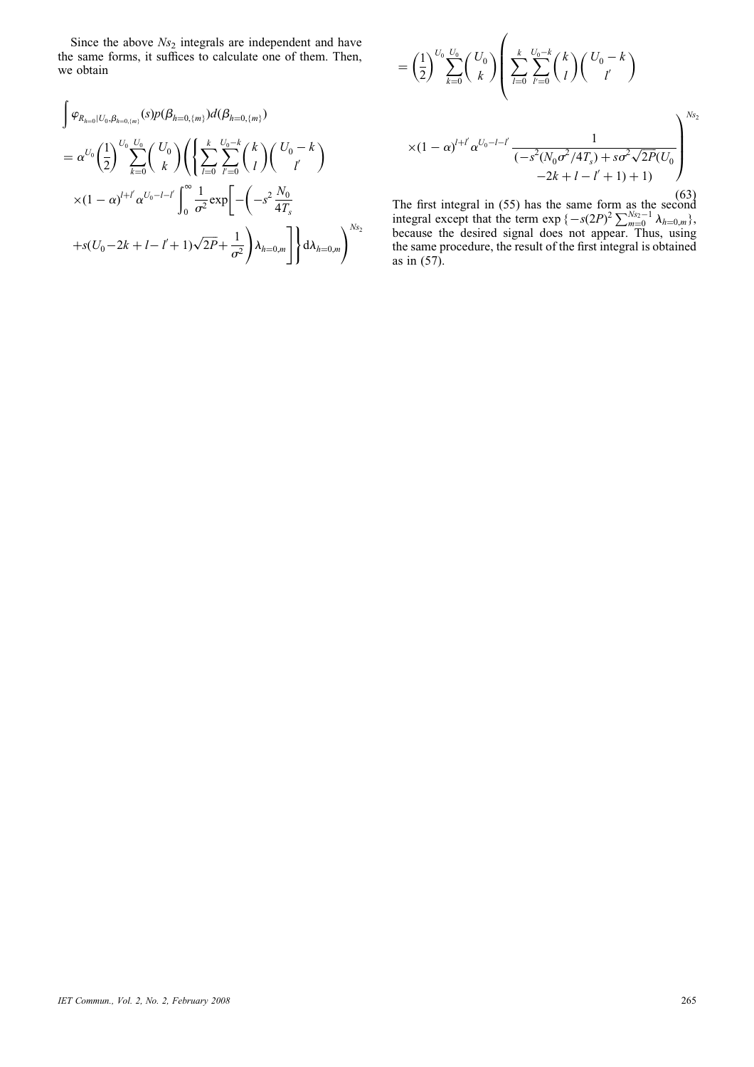Since the above $Ns_2$ integrals are independent and have the same forms, it suffices to calculate one of them. Then, we obtain

$$
\begin{aligned}
&\int \varphi_{R_{h=0}|U_0,\beta_{h=0,\{m\}}}(s)p(\beta_{h=0,\{m\}})d(\beta_{h=0,\{m\}}) \\
&= \alpha^{U_0}\left(\frac{1}{2}\right)^{U_0}\sum_{k=0}^{U_0}\binom{U_0}{k}\left(\left\{\sum_{l=0}^{k}\sum_{l'=0}^{U_0-k}\binom{k}{l}\binom{U_0-k}{l'}\right.\right. \\
&\quad\times(1-\alpha)^{l+l'}\alpha^{U_0-l-l'}\int_0^\infty \frac{1}{\sigma^2}\exp\left[-\left(-s^2\frac{N_0}{4T_s}\right.\right. \\
&\quad\left.\left.\left.\left.+s(U_0-2k+l-l'+1)\sqrt{2P}+\frac{1}{\sigma^2}\right)\lambda_{h=0,m}\right]\right\}\mathrm{d}\lambda_{h=0,m}\right)^{Ns_2}
\end{aligned}
$$

$$
\begin{aligned}
&= \left(\frac{1}{2}\right)^{U_0}\sum_{k=0}^{U_0}\binom{U_0}{k}\left(\sum_{l=0}^{k}\sum_{l'=0}^{U_0-k}\binom{k}{l}\binom{U_0-k}{l'}\right. \\
&\quad\left.\times(1-\alpha)^{l+l'}\alpha^{U_0-l-l'}\frac{1}{(-s^2(N_0\sigma^2/4T_s)+s\sigma^2\sqrt{2P}(U_0-2k+l-l'+1)+1)}\right)^{Ns_2}
\end{aligned} \tag{63}
$$

The first integral in (55) has the same form as the second integral except that the term $\exp\{-s(2P)^2\sum_{m=0}^{Ns_2-1}\lambda_{h=0,m}\}$, because the desired signal does not appear. Thus, using the same procedure, the result of the first integral is obtained as in (57).